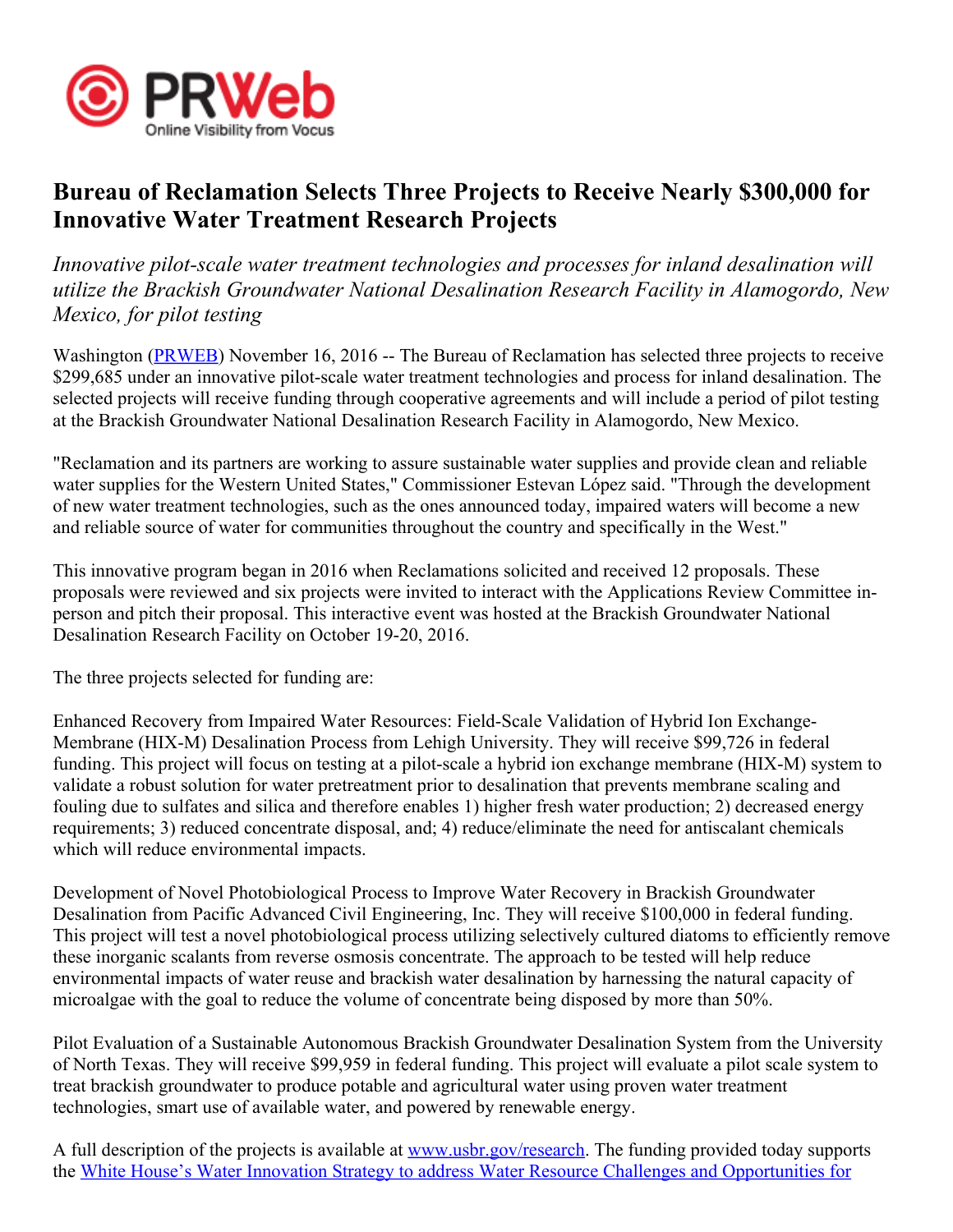# Bureau of Reclamation Selects Three Projects to Receive Nearly $300,000 for Innovative Water Treatment Research Projects

*Innovative pilot-scale water treatment technologies and processes for inland desalination will utilize the Brackish Groundwater National Desalination Research Facility in Alamogordo, New Mexico, for pilot testing*

Washington (PRWEB) November 16, 2016 -- The Bureau of Reclamation has selected three projects to receive $299,685 under an innovative pilot-scale water treatment technologies and process for inland desalination. The selected projects will receive funding through cooperative agreements and will include a period of pilot testing at the Brackish Groundwater National Desalination Research Facility in Alamogordo, New Mexico.

"Reclamation and its partners are working to assure sustainable water supplies and provide clean and reliable water supplies for the Western United States," Commissioner Estevan López said. "Through the development of new water treatment technologies, such as the ones announced today, impaired waters will become a new and reliable source of water for communities throughout the country and specifically in the West."

This innovative program began in 2016 when Reclamations solicited and received 12 proposals. These proposals were reviewed and six projects were invited to interact with the Applications Review Committee in-person and pitch their proposal. This interactive event was hosted at the Brackish Groundwater National Desalination Research Facility on October 19-20, 2016.

The three projects selected for funding are:

Enhanced Recovery from Impaired Water Resources: Field-Scale Validation of Hybrid Ion Exchange-Membrane (HIX-M) Desalination Process from Lehigh University. They will receive $99,726 in federal funding. This project will focus on testing at a pilot-scale a hybrid ion exchange membrane (HIX-M) system to validate a robust solution for water pretreatment prior to desalination that prevents membrane scaling and fouling due to sulfates and silica and therefore enables 1) higher fresh water production; 2) decreased energy requirements; 3) reduced concentrate disposal, and; 4) reduce/eliminate the need for antiscalant chemicals which will reduce environmental impacts.

Development of Novel Photobiological Process to Improve Water Recovery in Brackish Groundwater Desalination from Pacific Advanced Civil Engineering, Inc. They will receive $100,000 in federal funding. This project will test a novel photobiological process utilizing selectively cultured diatoms to efficiently remove these inorganic scalants from reverse osmosis concentrate. The approach to be tested will help reduce environmental impacts of water reuse and brackish water desalination by harnessing the natural capacity of microalgae with the goal to reduce the volume of concentrate being disposed by more than 50%.

Pilot Evaluation of a Sustainable Autonomous Brackish Groundwater Desalination System from the University of North Texas. They will receive $99,959 in federal funding. This project will evaluate a pilot scale system to treat brackish groundwater to produce potable and agricultural water using proven water treatment technologies, smart use of available water, and powered by renewable energy.

A full description of the projects is available at www.usbr.gov/research. The funding provided today supports the White House's Water Innovation Strategy to address Water Resource Challenges and Opportunities for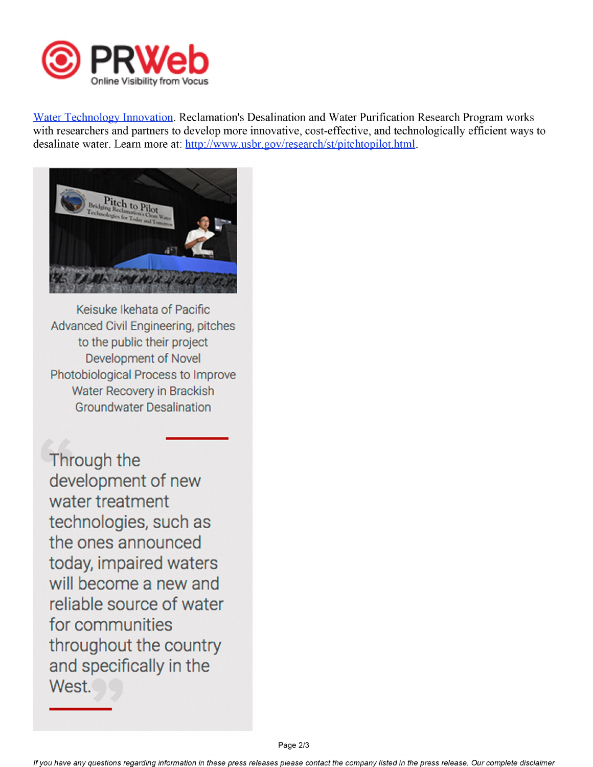Water Technology Innovation. Reclamation's Desalination and Water Purification Research Program works with researchers and partners to develop more innovative, cost-effective, and technologically efficient ways to desalinate water. Learn more at: http://www.usbr.gov/research/st/pitchtopilot.html.

Keisuke Ikehata of Pacific Advanced Civil Engineering, pitches to the public their project Development of Novel Photobiological Process to Improve Water Recovery in Brackish Groundwater Desalination

> Through the development of new water treatment technologies, such as the ones announced today, impaired waters will become a new and reliable source of water for communities throughout the country and specifically in the West.

*If you have any questions regarding information in these press releases please contact the company listed in the press release. Our complete disclaimer*